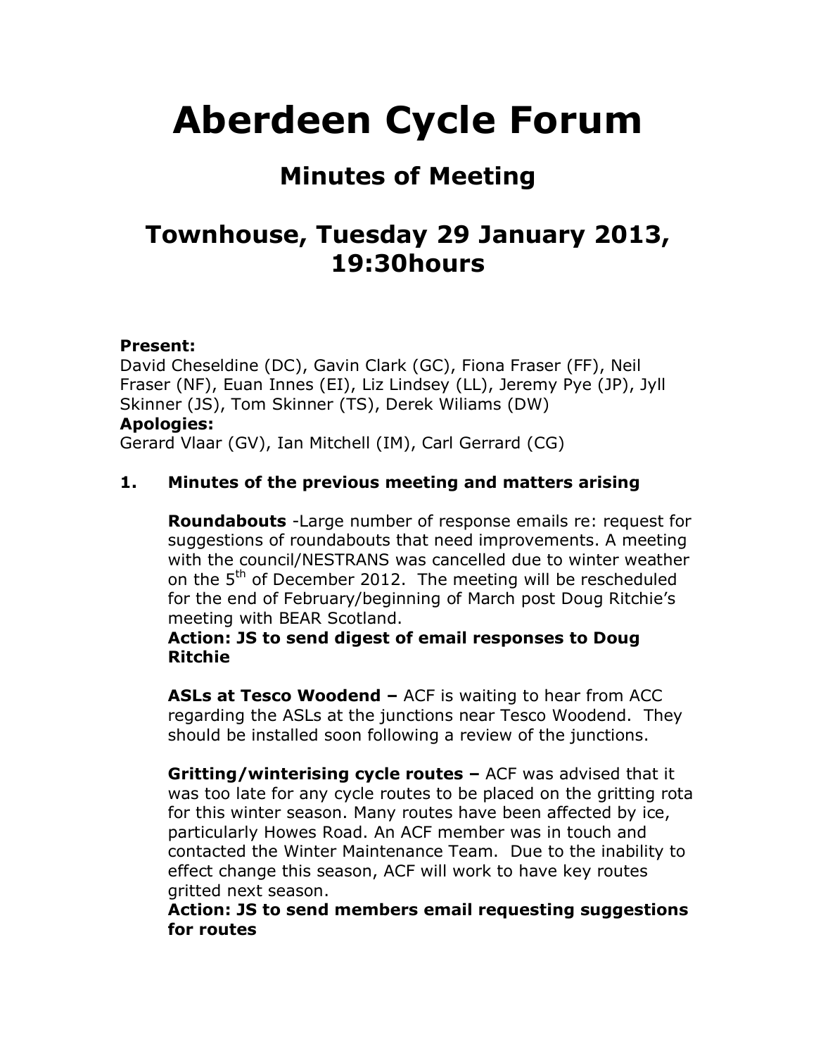# Aberdeen Cycle Forum

## Minutes of Meeting

## Townhouse, Tuesday 29 January 2013, 19:30hours

**Present:**
David Cheseldine (DC), Gavin Clark (GC), Fiona Fraser (FF), Neil Fraser (NF), Euan Innes (EI), Liz Lindsey (LL), Jeremy Pye (JP), Jyll Skinner (JS), Tom Skinner (TS), Derek Wiliams (DW)

**Apologies:**
Gerard Vlaar (GV), Ian Mitchell (IM), Carl Gerrard (CG)

### 1. Minutes of the previous meeting and matters arising

**Roundabouts** -Large number of response emails re: request for suggestions of roundabouts that need improvements. A meeting with the council/NESTRANS was cancelled due to winter weather on the 5th of December 2012. The meeting will be rescheduled for the end of February/beginning of March post Doug Ritchie's meeting with BEAR Scotland.

**Action: JS to send digest of email responses to Doug Ritchie**

**ASLs at Tesco Woodend –** ACF is waiting to hear from ACC regarding the ASLs at the junctions near Tesco Woodend. They should be installed soon following a review of the junctions.

**Gritting/winterising cycle routes –** ACF was advised that it was too late for any cycle routes to be placed on the gritting rota for this winter season. Many routes have been affected by ice, particularly Howes Road. An ACF member was in touch and contacted the Winter Maintenance Team. Due to the inability to effect change this season, ACF will work to have key routes gritted next season.

**Action: JS to send members email requesting suggestions for routes**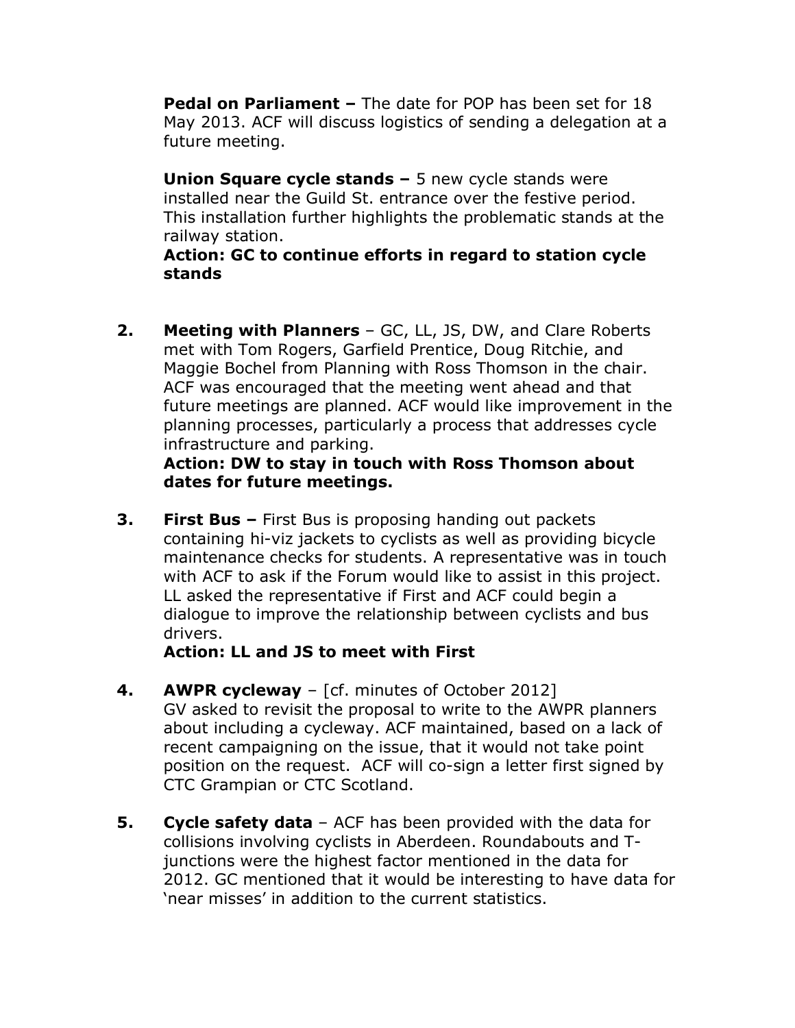**Pedal on Parliament –** The date for POP has been set for 18 May 2013. ACF will discuss logistics of sending a delegation at a future meeting.

**Union Square cycle stands –** 5 new cycle stands were installed near the Guild St. entrance over the festive period. This installation further highlights the problematic stands at the railway station.
**Action: GC to continue efforts in regard to station cycle stands**

2. **Meeting with Planners** – GC, LL, JS, DW, and Clare Roberts met with Tom Rogers, Garfield Prentice, Doug Ritchie, and Maggie Bochel from Planning with Ross Thomson in the chair. ACF was encouraged that the meeting went ahead and that future meetings are planned. ACF would like improvement in the planning processes, particularly a process that addresses cycle infrastructure and parking.
**Action: DW to stay in touch with Ross Thomson about dates for future meetings.**

3. **First Bus –** First Bus is proposing handing out packets containing hi-viz jackets to cyclists as well as providing bicycle maintenance checks for students. A representative was in touch with ACF to ask if the Forum would like to assist in this project. LL asked the representative if First and ACF could begin a dialogue to improve the relationship between cyclists and bus drivers.
**Action: LL and JS to meet with First**

4. **AWPR cycleway** – [cf. minutes of October 2012]
GV asked to revisit the proposal to write to the AWPR planners about including a cycleway. ACF maintained, based on a lack of recent campaigning on the issue, that it would not take point position on the request. ACF will co-sign a letter first signed by CTC Grampian or CTC Scotland.

5. **Cycle safety data** – ACF has been provided with the data for collisions involving cyclists in Aberdeen. Roundabouts and T-junctions were the highest factor mentioned in the data for 2012. GC mentioned that it would be interesting to have data for 'near misses' in addition to the current statistics.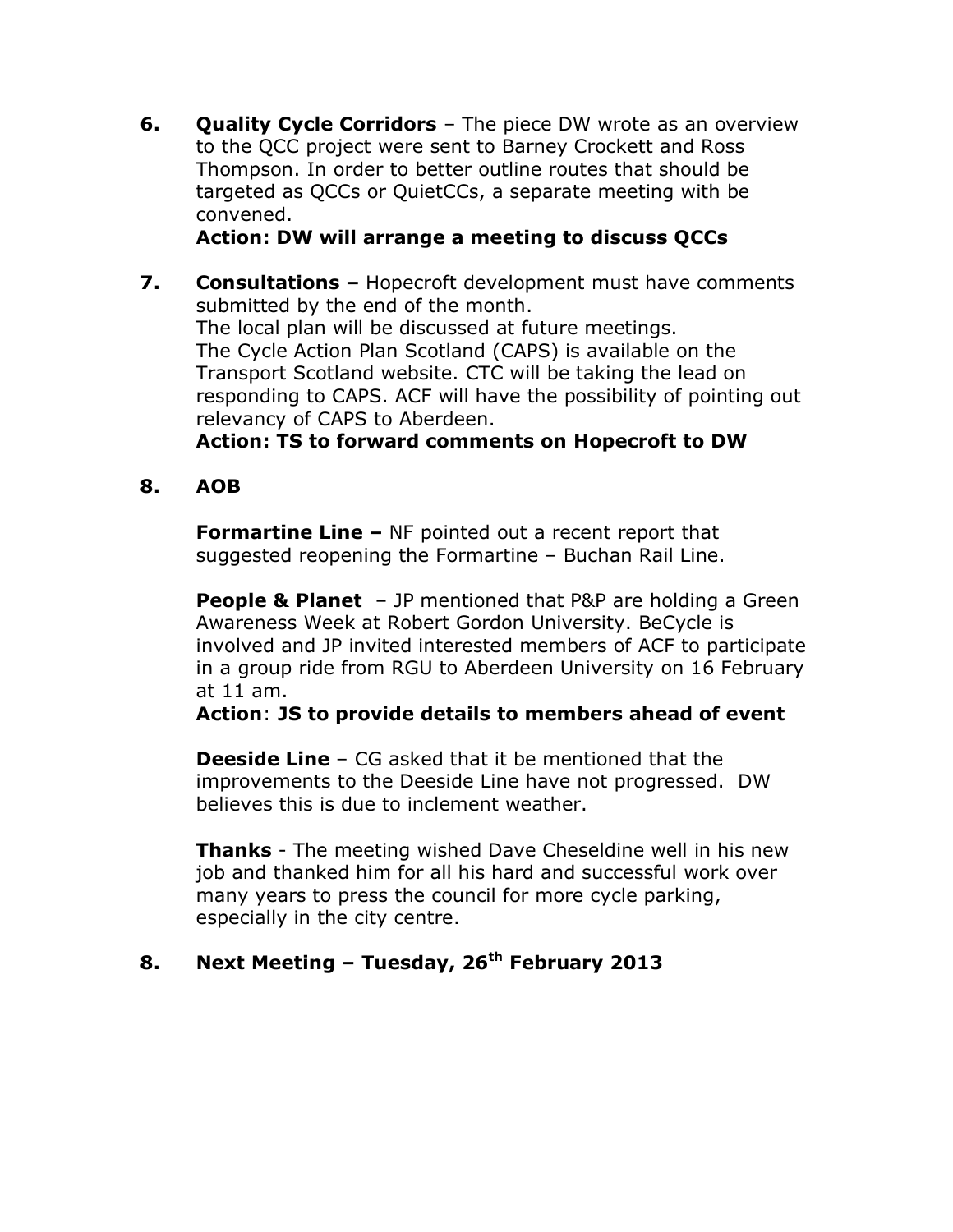**6. Quality Cycle Corridors** – The piece DW wrote as an overview to the QCC project were sent to Barney Crockett and Ross Thompson. In order to better outline routes that should be targeted as QCCs or QuietCCs, a separate meeting with be convened.

**Action: DW will arrange a meeting to discuss QCCs**

**7. Consultations –** Hopecroft development must have comments submitted by the end of the month.

The local plan will be discussed at future meetings.

The Cycle Action Plan Scotland (CAPS) is available on the Transport Scotland website. CTC will be taking the lead on responding to CAPS. ACF will have the possibility of pointing out relevancy of CAPS to Aberdeen.

**Action: TS to forward comments on Hopecroft to DW**

**8. AOB**

**Formartine Line –** NF pointed out a recent report that suggested reopening the Formartine – Buchan Rail Line.

**People & Planet** – JP mentioned that P&P are holding a Green Awareness Week at Robert Gordon University. BeCycle is involved and JP invited interested members of ACF to participate in a group ride from RGU to Aberdeen University on 16 February at 11 am.

**Action**: **JS to provide details to members ahead of event**

**Deeside Line** – CG asked that it be mentioned that the improvements to the Deeside Line have not progressed. DW believes this is due to inclement weather.

**Thanks** - The meeting wished Dave Cheseldine well in his new job and thanked him for all his hard and successful work over many years to press the council for more cycle parking, especially in the city centre.

**8. Next Meeting – Tuesday, 26th February 2013**